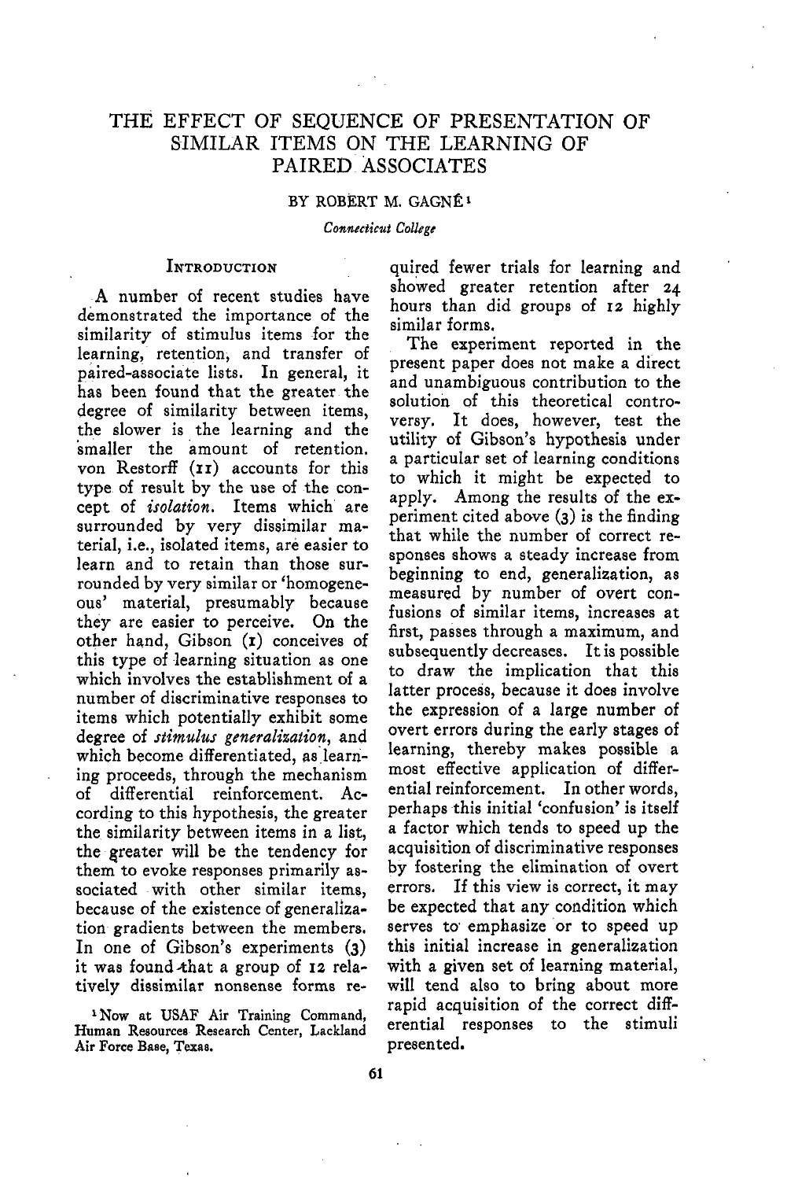# THE EFFECT OF SEQUENCE OF PRESENTATION OF SIMILAR ITEMS ON THE LEARNING OF PAIRED ASSOCIATES

BY ROBERT M. GAGNÉ[1]

*Connecticut College*

## INTRODUCTION

A number of recent studies have demonstrated the importance of the similarity of stimulus items for the learning, retention, and transfer of paired-associate lists. In general, it has been found that the greater the degree of similarity between items, the slower is the learning and the smaller the amount of retention. von Restorff (11) accounts for this type of result by the use of the concept of *isolation*. Items which are surrounded by very dissimilar material, i.e., isolated items, are easier to learn and to retain than those surrounded by very similar or 'homogeneous' material, presumably because they are easier to perceive. On the other hand, Gibson (1) conceives of this type of learning situation as one which involves the establishment of a number of discriminative responses to items which potentially exhibit some degree of *stimulus generalization*, and which become differentiated, as learning proceeds, through the mechanism of differential reinforcement. According to this hypothesis, the greater the similarity between items in a list, the greater will be the tendency for them to evoke responses primarily associated with other similar items, because of the existence of generalization gradients between the members. In one of Gibson's experiments (3) it was found that a group of 12 relatively dissimilar nonsense forms required fewer trials for learning and showed greater retention after 24 hours than did groups of 12 highly similar forms.

The experiment reported in the present paper does not make a direct and unambiguous contribution to the solution of this theoretical controversy. It does, however, test the utility of Gibson's hypothesis under a particular set of learning conditions to which it might be expected to apply. Among the results of the experiment cited above (3) is the finding that while the number of correct responses shows a steady increase from beginning to end, generalization, as measured by number of overt confusions of similar items, increases at first, passes through a maximum, and subsequently decreases. It is possible to draw the implication that this latter process, because it does involve the expression of a large number of overt errors during the early stages of learning, thereby makes possible a most effective application of differential reinforcement. In other words, perhaps this initial 'confusion' is itself a factor which tends to speed up the acquisition of discriminative responses by fostering the elimination of overt errors. If this view is correct, it may be expected that any condition which serves to emphasize or to speed up this initial increase in generalization with a given set of learning material, will tend also to bring about more rapid acquisition of the correct differential responses to the stimuli presented.

[1] Now at USAF Air Training Command, Human Resources Research Center, Lackland Air Force Base, Texas.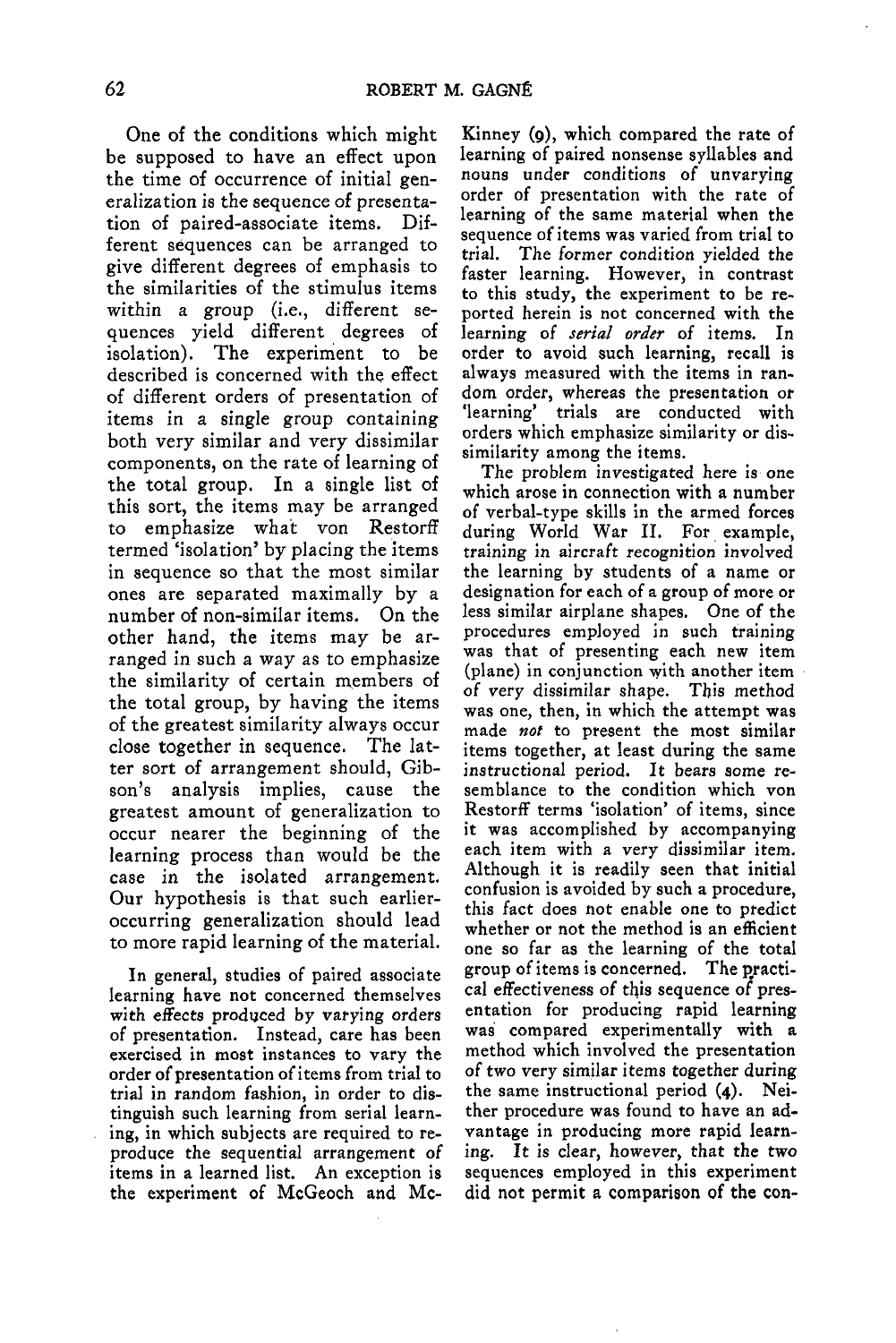One of the conditions which might be supposed to have an effect upon the time of occurrence of initial generalization is the sequence of presentation of paired-associate items. Different sequences can be arranged to give different degrees of emphasis to the similarities of the stimulus items within a group (i.e., different sequences yield different degrees of isolation). The experiment to be described is concerned with the effect of different orders of presentation of items in a single group containing both very similar and very dissimilar components, on the rate of learning of the total group. In a single list of this sort, the items may be arranged to emphasize what von Restorff termed 'isolation' by placing the items in sequence so that the most similar ones are separated maximally by a number of non-similar items. On the other hand, the items may be arranged in such a way as to emphasize the similarity of certain members of the total group, by having the items of the greatest similarity always occur close together in sequence. The latter sort of arrangement should, Gibson's analysis implies, cause the greatest amount of generalization to occur nearer the beginning of the learning process than would be the case in the isolated arrangement. Our hypothesis is that such earlier-occurring generalization should lead to more rapid learning of the material.

In general, studies of paired associate learning have not concerned themselves with effects produced by varying orders of presentation. Instead, care has been exercised in most instances to vary the order of presentation of items from trial to trial in random fashion, in order to distinguish such learning from serial learning, in which subjects are required to reproduce the sequential arrangement of items in a learned list. An exception is the experiment of McGeoch and McKinney (9), which compared the rate of learning of paired nonsense syllables and nouns under conditions of unvarying order of presentation with the rate of learning of the same material when the sequence of items was varied from trial to trial. The former condition yielded the faster learning. However, in contrast to this study, the experiment to be reported herein is not concerned with the learning of *serial order* of items. In order to avoid such learning, recall is always measured with the items in random order, whereas the presentation or 'learning' trials are conducted with orders which emphasize similarity or dissimilarity among the items.

The problem investigated here is one which arose in connection with a number of verbal-type skills in the armed forces during World War II. For example, training in aircraft recognition involved the learning by students of a name or designation for each of a group of more or less similar airplane shapes. One of the procedures employed in such training was that of presenting each new item (plane) in conjunction with another item of very dissimilar shape. This method was one, then, in which the attempt was made *not* to present the most similar items together, at least during the same instructional period. It bears some resemblance to the condition which von Restorff terms 'isolation' of items, since it was accomplished by accompanying each item with a very dissimilar item. Although it is readily seen that initial confusion is avoided by such a procedure, this fact does not enable one to predict whether or not the method is an efficient one so far as the learning of the total group of items is concerned. The practical effectiveness of this sequence of presentation for producing rapid learning was compared experimentally with a method which involved the presentation of two very similar items together during the same instructional period (4). Neither procedure was found to have an advantage in producing more rapid learning. It is clear, however, that the two sequences employed in this experiment did not permit a comparison of the con-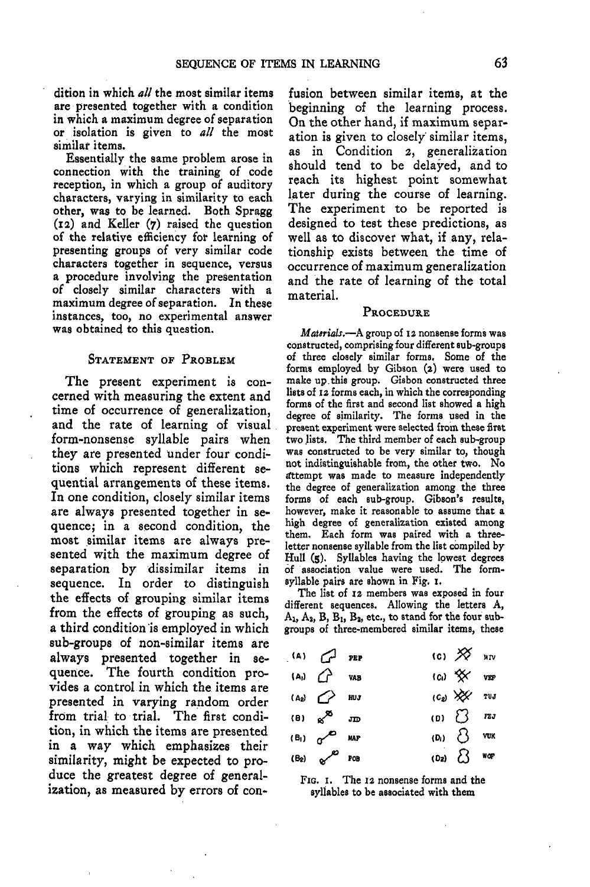dition in which *all* the most similar items are presented together with a condition in which a maximum degree of separation or isolation is given to *all* the most similar items.

Essentially the same problem arose in connection with the training of code reception, in which a group of auditory characters, varying in similarity to each other, was to be learned. Both Spragg (12) and Keller (7) raised the question of the relative efficiency for learning of presenting groups of very similar code characters together in sequence, versus a procedure involving the presentation of closely similar characters with a maximum degree of separation. In these instances, too, no experimental answer was obtained to this question.

## Statement of Problem

The present experiment is concerned with measuring the extent and time of occurrence of generalization, and the rate of learning of visual form-nonsense syllable pairs when they are presented under four conditions which represent different sequential arrangements of these items. In one condition, closely similar items are always presented together in sequence; in a second condition, the most similar items are always presented with the maximum degree of separation by dissimilar items in sequence. In order to distinguish the effects of grouping similar items from the effects of grouping as such, a third condition is employed in which sub-groups of non-similar items are always presented together in sequence. The fourth condition provides a control in which the items are presented in varying random order from trial to trial. The first condition, in which the items are presented in a way which emphasizes their similarity, might be expected to produce the greatest degree of generalization, as measured by errors of confusion between similar items, at the beginning of the learning process. On the other hand, if maximum separation is given to closely similar items, as in Condition 2, generalization should tend to be delayed, and to reach its highest point somewhat later during the course of learning. The experiment to be reported is designed to test these predictions, as well as to discover what, if any, relationship exists between the time of occurrence of maximum generalization and the rate of learning of the total material.

## Procedure

*Materials.*—A group of 12 nonsense forms was constructed, comprising four different sub-groups of three closely similar forms. Some of the forms employed by Gibson (2) were used to make up this group. Gibson constructed three lists of 12 forms each, in which the corresponding forms of the first and second list showed a high degree of similarity. The forms used in the present experiment were selected from these first two lists. The third member of each sub-group was constructed to be very similar to, though not indistinguishable from, the other two. No attempt was made to measure independently the degree of generalization among the three forms of each sub-group. Gibson's results, however, make it reasonable to assume that a high degree of generalization existed among them. Each form was paired with a three-letter nonsense syllable from the list compiled by Hull (5). Syllables having the lowest degrees of association value were used. The form-syllable pairs are shown in Fig. 1.

The list of 12 members was exposed in four different sequences. Allowing the letters A, $A_1$, $A_2$, B, $B_1$, $B_2$, etc., to stand for the four sub-groups of three-membered similar items, these

(A) FEP
($A_1$) VAB
($A_2$) HUJ
(B) JID
($B_1$) MAF
($B_2$) FOB
(C) MIV
($C_1$) VEP
($C_2$) TUJ
(D) FEJ
($D_1$) VUK
($D_2$) WOF

Fig. 1. The 12 nonsense forms and the syllables to be associated with them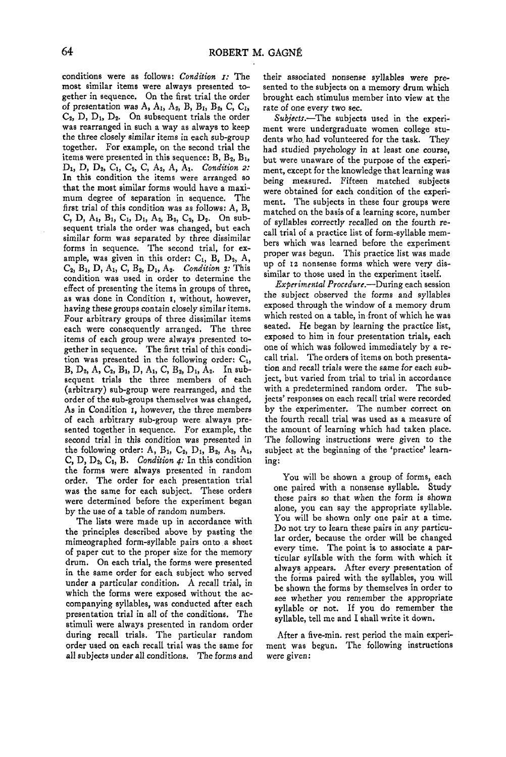conditions were as follows: *Condition 1:* The most similar items were always presented together in sequence. On the first trial the order of presentation was A, $A_1$, $A_2$, B, $B_1$, $B_2$, C, $C_1$, $C_2$, D, $D_1$, $D_2$. On subsequent trials the order was rearranged in such a way as always to keep the three closely similar items in each sub-group together. For example, on the second trial the items were presented in this sequence: B, $B_2$, $B_1$, $D_1$, D, $D_2$, $C_1$, $C_2$, C, $A_2$, A, $A_1$. *Condition 2:* In this condition the items were arranged so that the most similar forms would have a maximum degree of separation in sequence. The first trial of this condition was as follows: A, B, C, D, $A_1$, $B_1$, $C_1$, $D_1$, $A_2$, $B_2$, $C_2$, $D_2$. On subsequent trials the order was changed, but each similar form was separated by three dissimilar forms in sequence. The second trial, for example, was given in this order: $C_1$, B, $D_2$, A, $C_2$, $B_1$, D, $A_1$, C, $B_2$, $D_1$, $A_2$. *Condition 3:* This condition was used in order to determine the effect of presenting the items in groups of three, as was done in Condition 1, without, however, having these groups contain closely similar items. Four arbitrary groups of three dissimilar items each were consequently arranged. The three items of each group were always presented together in sequence. The first trial of this condition was presented in the following order: $C_1$, B, $D_2$, A, $C_2$, $B_1$, D, $A_1$, C, $B_2$, $D_1$, $A_2$. In subsequent trials the three members of each (arbitrary) sub-group were rearranged, and the order of the sub-groups themselves was changed. As in Condition 1, however, the three members of each arbitrary sub-group were always presented together in sequence. For example, the second trial in this condition was presented in the following order: A, $B_1$, $C_2$, $D_1$, $B_2$, $A_2$, $A_1$, C, D, $D_2$, $C_1$, B. *Condition 4:* In this condition the forms were always presented in random order. The order for each presentation trial was the same for each subject. These orders were determined before the experiment began by the use of a table of random numbers.

The lists were made up in accordance with the principles described above by pasting the mimeographed form-syllable pairs onto a sheet of paper cut to the proper size for the memory drum. On each trial, the forms were presented in the same order for each subject who served under a particular condition. A recall trial, in which the forms were exposed without the accompanying syllables, was conducted after each presentation trial in all of the conditions. The stimuli were always presented in random order during recall trials. The particular random order used on each recall trial was the same for all subjects under all conditions. The forms and their associated nonsense syllables were presented to the subjects on a memory drum which brought each stimulus member into view at the rate of one every two sec.

*Subjects.*—The subjects used in the experiment were undergraduate women college students who had volunteered for the task. They had studied psychology in at least one course, but were unaware of the purpose of the experiment, except for the knowledge that learning was being measured. Fifteen matched subjects were obtained for each condition of the experiment. The subjects in these four groups were matched on the basis of a learning score, number of syllables correctly recalled on the fourth recall trial of a practice list of form-syllable members which was learned before the experiment proper was begun. This practice list was made up of 12 nonsense forms which were very dissimilar to those used in the experiment itself.

*Experimental Procedure.*—During each session the subject observed the forms and syllables exposed through the window of a memory drum which rested on a table, in front of which he was seated. He began by learning the practice list, exposed to him in four presentation trials, each one of which was followed immediately by a recall trial. The orders of items on both presentation and recall trials were the same for each subject, but varied from trial to trial in accordance with a predetermined random order. The subjects' responses on each recall trial were recorded by the experimenter. The number correct on the fourth recall trial was used as a measure of the amount of learning which had taken place. The following instructions were given to the subject at the beginning of the 'practice' learning:

> You will be shown a group of forms, each one paired with a nonsense syllable. Study these pairs so that when the form is shown alone, you can say the appropriate syllable. You will be shown only one pair at a time. Do not try to learn these pairs in any particular order, because the order will be changed every time. The point is to associate a particular syllable with the form with which it always appears. After every presentation of the forms paired with the syllables, you will be shown the forms by themselves in order to see whether you remember the appropriate syllable or not. If you do remember the syllable, tell me and I shall write it down.

After a five-min. rest period the main experiment was begun. The following instructions were given: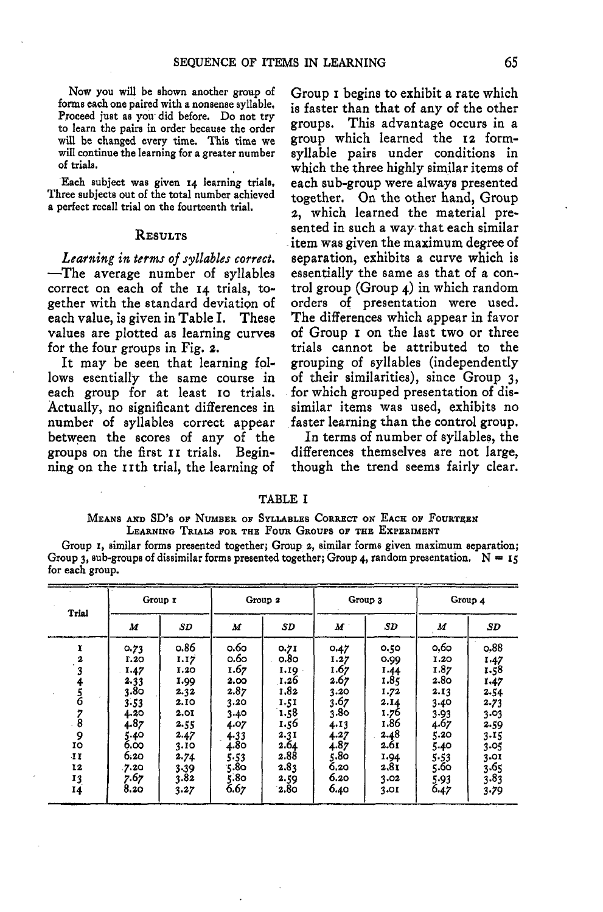Now you will be shown another group of forms each one paired with a nonsense syllable. Proceed just as you did before. Do not try to learn the pairs in order because the order will be changed every time. This time we will continue the learning for a greater number of trials.

Each subject was given 14 learning trials. Three subjects out of the total number achieved a perfect recall trial on the fourteenth trial.

## Results

*Learning in terms of syllables correct.*—The average number of syllables correct on each of the 14 trials, together with the standard deviation of each value, is given in Table I. These values are plotted as learning curves for the four groups in Fig. 2.

It may be seen that learning follows esentially the same course in each group for at least 10 trials. Actually, no significant differences in number of syllables correct appear between the scores of any of the groups on the first 11 trials. Beginning on the 11th trial, the learning of Group 1 begins to exhibit a rate which is faster than that of any of the other groups. This advantage occurs in a group which learned the 12 form-syllable pairs under conditions in which the three highly similar items of each sub-group were always presented together. On the other hand, Group 2, which learned the material presented in such a way that each similar item was given the maximum degree of separation, exhibits a curve which is essentially the same as that of a control group (Group 4) in which random orders of presentation were used. The differences which appear in favor of Group 1 on the last two or three trials cannot be attributed to the grouping of syllables (independently of their similarities), since Group 3, for which grouped presentation of dissimilar items was used, exhibits no faster learning than the control group.

In terms of number of syllables, the differences themselves are not large, though the trend seems fairly clear.

TABLE I

Means and SD's of Number of Syllables Correct on Each of Fourteen Learning Trials for the Four Groups of the Experiment

Group 1, similar forms presented together; Group 2, similar forms given maximum separation; Group 3, sub-groups of dissimilar forms presented together; Group 4, random presentation. N = 15 for each group.

| Trial | Group 1 | | Group 2 | | Group 3 | | Group 4 | |
|---|---|---|---|---|---|---|---|---|
| | *M* | *SD* | *M* | *SD* | *M* | *SD* | *M* | *SD* |
| 1 | 0.73 | 0.86 | 0.60 | 0.71 | 0.47 | 0.50 | 0.60 | 0.88 |
| 2 | 1.20 | 1.17 | 0.60 | 0.80 | 1.27 | 0.99 | 1.20 | 1.47 |
| 3 | 1.47 | 1.20 | 1.67 | 1.19 | 1.67 | 1.44 | 1.87 | 1.58 |
| 4 | 2.33 | 1.99 | 2.00 | 1.26 | 2.67 | 1.85 | 2.80 | 1.47 |
| 5 | 3.80 | 2.32 | 2.87 | 1.82 | 3.20 | 1.72 | 2.13 | 2.54 |
| 6 | 3.53 | 2.10 | 3.20 | 1.51 | 3.67 | 2.14 | 3.40 | 2.73 |
| 7 | 4.20 | 2.01 | 3.40 | 1.58 | 3.80 | 1.76 | 3.93 | 3.03 |
| 8 | 4.87 | 2.55 | 4.07 | 1.56 | 4.13 | 1.86 | 4.67 | 2.59 |
| 9 | 5.40 | 2.47 | 4.33 | 2.31 | 4.27 | 2.48 | 5.20 | 3.15 |
| 10 | 6.00 | 3.10 | 4.80 | 2.64 | 4.87 | 2.61 | 5.40 | 3.05 |
| 11 | 6.20 | 2.74 | 5.53 | 2.88 | 5.80 | 1.94 | 5.53 | 3.01 |
| 12 | 7.20 | 3.39 | 5.80 | 2.83 | 6.20 | 2.81 | 5.60 | 3.65 |
| 13 | 7.67 | 3.82 | 5.80 | 2.59 | 6.20 | 3.02 | 5.93 | 3.83 |
| 14 | 8.20 | 3.27 | 6.67 | 2.80 | 6.40 | 3.01 | 6.47 | 3.79 |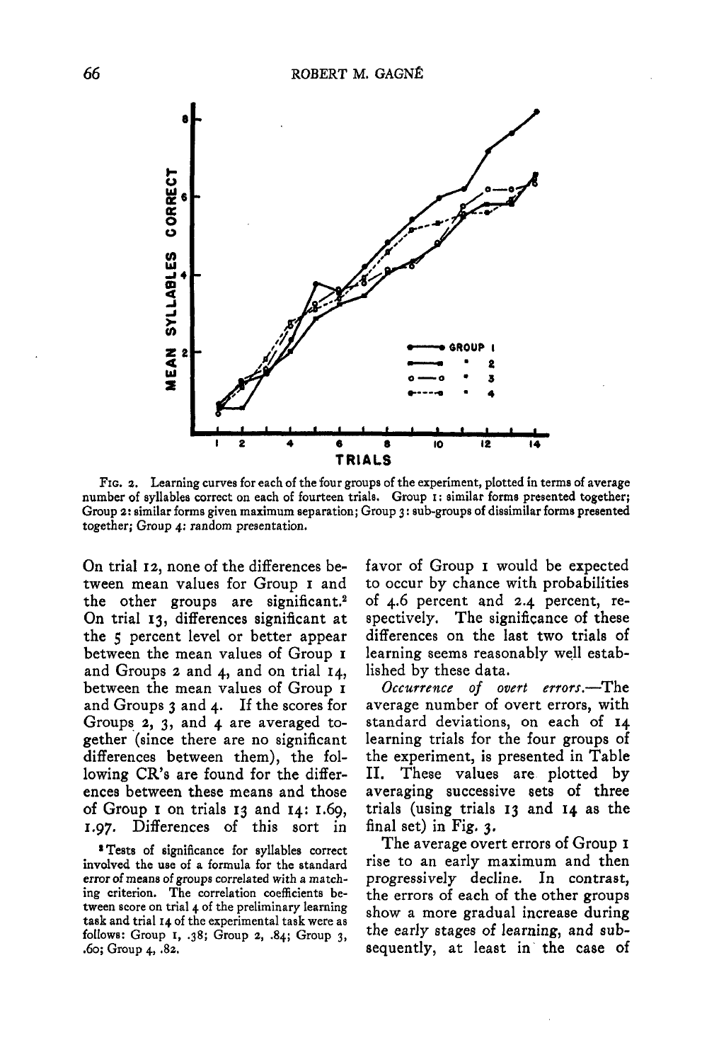MEAN SYLLABLES CORRECT

8

6

4

2

1 2 4 6 8 10 12 14

TRIALS

GROUP 1
" 2
" 3
" 4

FIG. 2. Learning curves for each of the four groups of the experiment, plotted in terms of average number of syllables correct on each of fourteen trials. Group 1: similar forms presented together; Group 2: similar forms given maximum separation; Group 3: sub-groups of dissimilar forms presented together; Group 4: random presentation.

On trial 12, none of the differences between mean values for Group 1 and the other groups are significant.[2] On trial 13, differences significant at the 5 percent level or better appear between the mean values of Group 1 and Groups 2 and 4, and on trial 14, between the mean values of Group 1 and Groups 3 and 4. If the scores for Groups 2, 3, and 4 are averaged together (since there are no significant differences between them), the following CR's are found for the differences between these means and those of Group 1 on trials 13 and 14: 1.69, 1.97. Differences of this sort in favor of Group 1 would be expected to occur by chance with probabilities of 4.6 percent and 2.4 percent, respectively. The significance of these differences on the last two trials of learning seems reasonably well established by these data.

*Occurrence of overt errors.*—The average number of overt errors, with standard deviations, on each of 14 learning trials for the four groups of the experiment, is presented in Table II. These values are plotted by averaging successive sets of three trials (using trials 13 and 14 as the final set) in Fig. 3.

The average overt errors of Group 1 rise to an early maximum and then progressively decline. In contrast, the errors of each of the other groups show a more gradual increase during the early stages of learning, and subsequently, at least in the case of

[2] Tests of significance for syllables correct involved the use of a formula for the standard error of means of groups correlated with a matching criterion. The correlation coefficients between score on trial 4 of the preliminary learning task and trial 14 of the experimental task were as follows: Group 1, .38; Group 2, .84; Group 3, .60; Group 4, .82.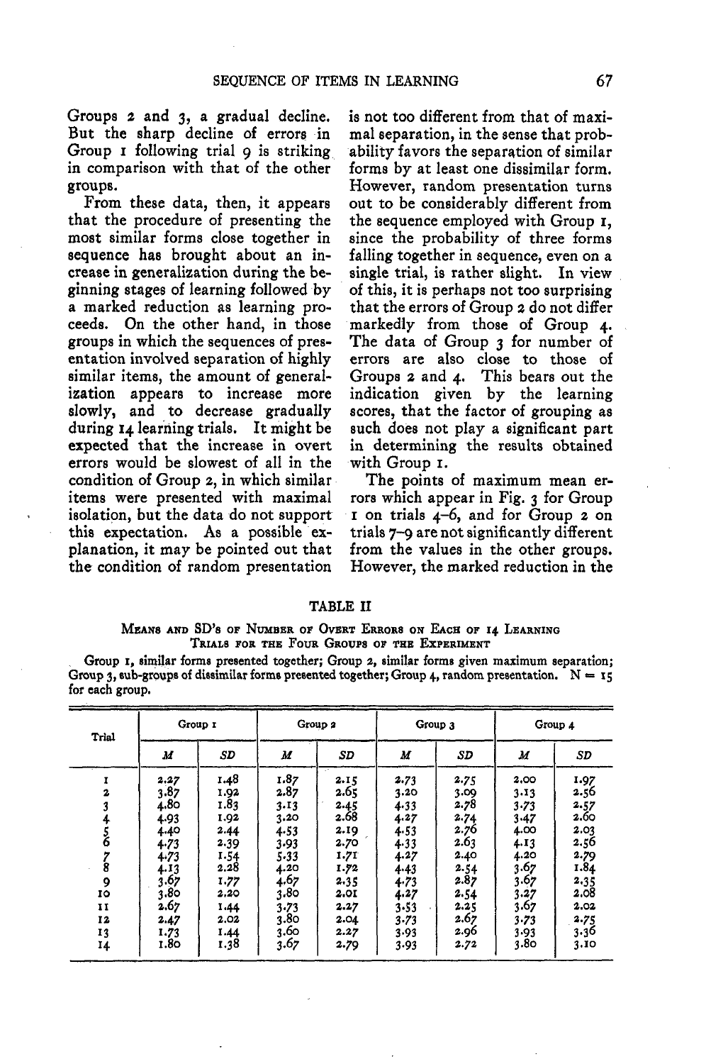Groups 2 and 3, a gradual decline. But the sharp decline of errors in Group 1 following trial 9 is striking in comparison with that of the other groups.

From these data, then, it appears that the procedure of presenting the most similar forms close together in sequence has brought about an increase in generalization during the beginning stages of learning followed by a marked reduction as learning proceeds. On the other hand, in those groups in which the sequences of presentation involved separation of highly similar items, the amount of generalization appears to increase more slowly, and to decrease gradually during 14 learning trials. It might be expected that the increase in overt errors would be slowest of all in the condition of Group 2, in which similar items were presented with maximal isolation, but the data do not support this expectation. As a possible explanation, it may be pointed out that the condition of random presentation is not too different from that of maximal separation, in the sense that probability favors the separation of similar forms by at least one dissimilar form. However, random presentation turns out to be considerably different from the sequence employed with Group 1, since the probability of three forms falling together in sequence, even on a single trial, is rather slight. In view of this, it is perhaps not too surprising that the errors of Group 2 do not differ markedly from those of Group 4. The data of Group 3 for number of errors are also close to those of Groups 2 and 4. This bears out the indication given by the learning scores, that the factor of grouping as such does not play a significant part in determining the results obtained with Group 1.

The points of maximum mean errors which appear in Fig. 3 for Group 1 on trials 4–6, and for Group 2 on trials 7–9 are not significantly different from the values in the other groups. However, the marked reduction in the

TABLE II

MEANS AND SD'S OF NUMBER OF OVERT ERRORS ON EACH OF 14 LEARNING TRIALS FOR THE FOUR GROUPS OF THE EXPERIMENT

Group 1, similar forms presented together; Group 2, similar forms given maximum separation; Group 3, sub-groups of dissimilar forms presented together; Group 4, random presentation. N = 15 for each group.

| Trial | Group 1 | | Group 2 | | Group 3 | | Group 4 | |
|---|---|---|---|---|---|---|---|---|
| | *M* | *SD* | *M* | *SD* | *M* | *SD* | *M* | *SD* |
| 1 | 2.27 | 1.48 | 1.87 | 2.15 | 2.73 | 2.75 | 2.00 | 1.97 |
| 2 | 3.87 | 1.92 | 2.87 | 2.65 | 3.20 | 3.09 | 3.13 | 2.56 |
| 3 | 4.80 | 1.83 | 3.13 | 2.45 | 4.33 | 2.78 | 3.73 | 2.57 |
| 4 | 4.93 | 1.92 | 3.20 | 2.68 | 4.27 | 2.74 | 3.47 | 2.60 |
| 5 | 4.40 | 2.44 | 4.53 | 2.19 | 4.53 | 2.76 | 4.00 | 2.03 |
| 6 | 4.73 | 2.39 | 3.93 | 2.70 | 4.33 | 2.63 | 4.13 | 2.56 |
| 7 | 4.73 | 1.54 | 5.33 | 1.71 | 4.27 | 2.40 | 4.20 | 2.79 |
| 8 | 4.13 | 2.28 | 4.20 | 1.72 | 4.43 | 2.54 | 3.67 | 1.84 |
| 9 | 3.67 | 1.77 | 4.67 | 2.35 | 4.73 | 2.87 | 3.67 | 2.35 |
| 10 | 3.80 | 2.20 | 3.80 | 2.01 | 4.27 | 2.54 | 3.27 | 2.08 |
| 11 | 2.67 | 1.44 | 3.73 | 2.27 | 3.53 | 2.25 | 3.67 | 2.02 |
| 12 | 2.47 | 2.02 | 3.80 | 2.04 | 3.73 | 2.67 | 3.73 | 2.75 |
| 13 | 1.73 | 1.44 | 3.60 | 2.27 | 3.93 | 2.96 | 3.93 | 3.36 |
| 14 | 1.80 | 1.38 | 3.67 | 2.79 | 3.93 | 2.72 | 3.80 | 3.10 |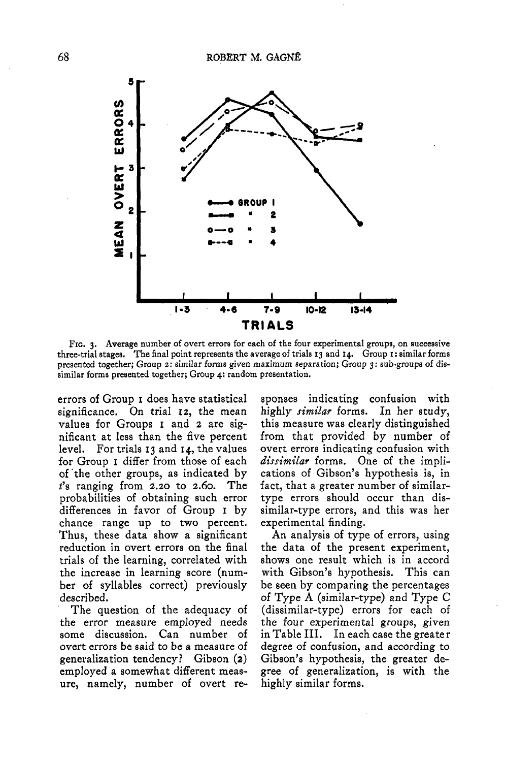MEAN OVERT ERRORS

5
4
3
2
1

GROUP 1
" 2
" 3
" 4

1-3 4-6 7-9 10-12 13-14

TRIALS

Fig. 3. Average number of overt errors for each of the four experimental groups, on successive three-trial stages. The final point represents the average of trials 13 and 14. Group 1: similar forms presented together; Group 2: similar forms given maximum separation; Group 3: sub-groups of dissimilar forms presented together; Group 4: random presentation.

errors of Group 1 does have statistical significance. On trial 12, the mean values for Groups 1 and 2 are significant at less than the five percent level. For trials 13 and 14, the values for Group 1 differ from those of each of the other groups, as indicated by $t$'s ranging from 2.20 to 2.60. The probabilities of obtaining such error differences in favor of Group 1 by chance range up to two percent. Thus, these data show a significant reduction in overt errors on the final trials of the learning, correlated with the increase in learning score (number of syllables correct) previously described.

The question of the adequacy of the error measure employed needs some discussion. Can number of overt errors be said to be a measure of generalization tendency? Gibson (2) employed a somewhat different measure, namely, number of overt responses indicating confusion with highly *similar* forms. In her study, this measure was clearly distinguished from that provided by number of overt errors indicating confusion with *dissimilar* forms. One of the implications of Gibson's hypothesis is, in fact, that a greater number of similar-type errors should occur than dissimilar-type errors, and this was her experimental finding.

An analysis of type of errors, using the data of the present experiment, shows one result which is in accord with Gibson's hypothesis. This can be seen by comparing the percentages of Type A (similar-type) and Type C (dissimilar-type) errors for each of the four experimental groups, given in Table III. In each case the greater degree of confusion, and according to Gibson's hypothesis, the greater degree of generalization, is with the highly similar forms.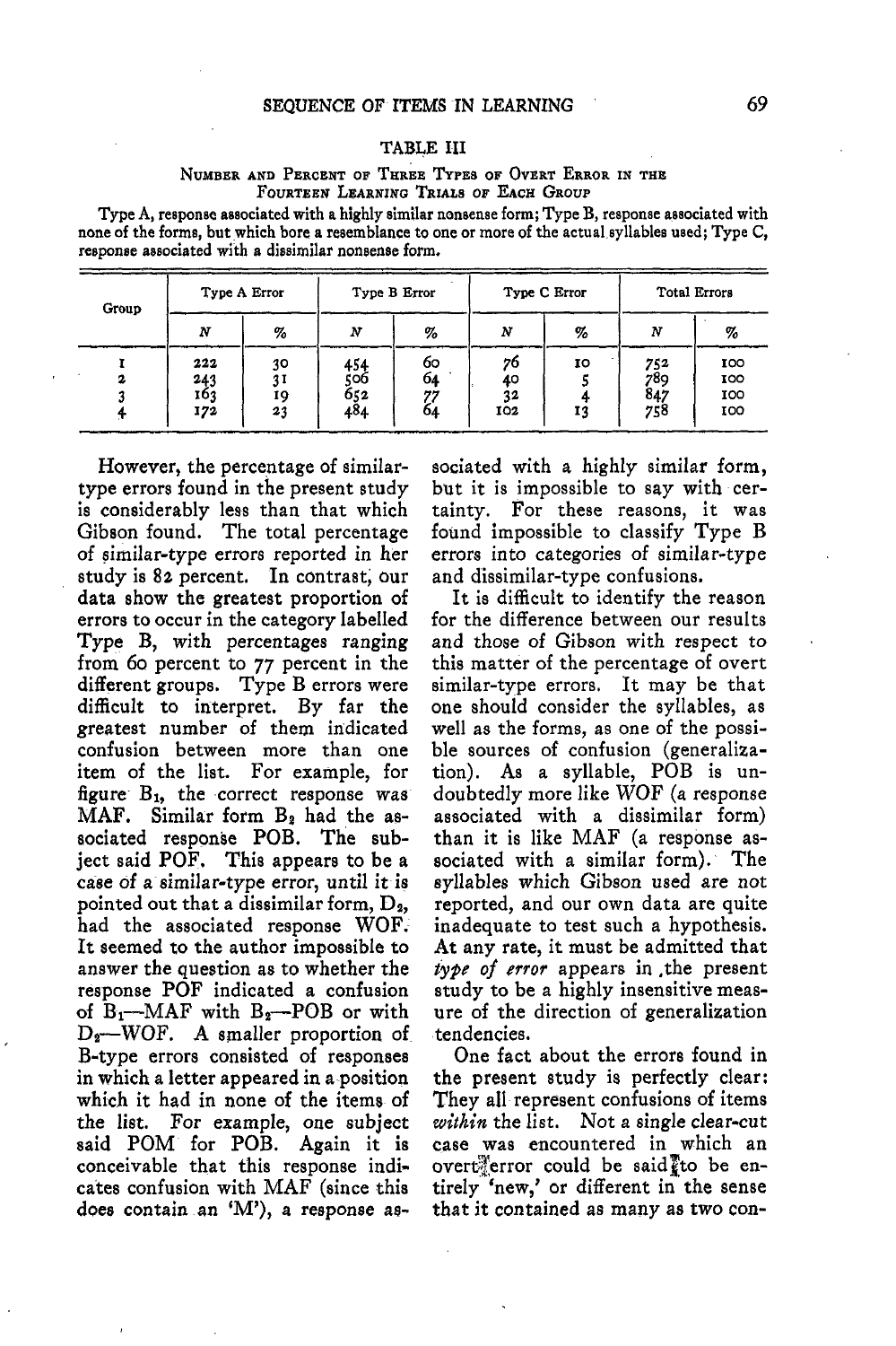TABLE III

Number and Percent of Three Types of Overt Error in the Fourteen Learning Trials of Each Group

Type A, response associated with a highly similar nonsense form; Type B, response associated with none of the forms, but which bore a resemblance to one or more of the actual syllables used; Type C, response associated with a dissimilar nonsense form.

| Group | Type A Error | | Type B Error | | Type C Error | | Total Errors | |
|---|---|---|---|---|---|---|---|---|
| | *N* | % | *N* | % | *N* | % | *N* | % |
| 1 | 222 | 30 | 454 | 60 | 76 | 10 | 752 | 100 |
| 2 | 243 | 31 | 506 | 64 | 40 | 5 | 789 | 100 |
| 3 | 163 | 19 | 652 | 77 | 32 | 4 | 847 | 100 |
| 4 | 172 | 23 | 484 | 64 | 102 | 13 | 758 | 100 |

However, the percentage of similar-type errors found in the present study is considerably less than that which Gibson found. The total percentage of similar-type errors reported in her study is 82 percent. In contrast, our data show the greatest proportion of errors to occur in the category labelled Type B, with percentages ranging from 60 percent to 77 percent in the different groups. Type B errors were difficult to interpret. By far the greatest number of them indicated confusion between more than one item of the list. For example, for figure $B_1$, the correct response was MAF. Similar form $B_2$ had the associated response POB. The subject said POF. This appears to be a case of a similar-type error, until it is pointed out that a dissimilar form, $D_2$, had the associated response WOF. It seemed to the author impossible to answer the question as to whether the response POF indicated a confusion of $B_1$—MAF with $B_2$—POB or with $D_2$—WOF. A smaller proportion of B-type errors consisted of responses in which a letter appeared in a position which it had in none of the items of the list. For example, one subject said POM for POB. Again it is conceivable that this response indicates confusion with MAF (since this does contain an 'M'), a response associated with a highly similar form, but it is impossible to say with certainty. For these reasons, it was found impossible to classify Type B errors into categories of similar-type and dissimilar-type confusions.

It is difficult to identify the reason for the difference between our results and those of Gibson with respect to this matter of the percentage of overt similar-type errors. It may be that one should consider the syllables, as well as the forms, as one of the possible sources of confusion (generalization). As a syllable, POB is undoubtedly more like WOF (a response associated with a dissimilar form) than it is like MAF (a response associated with a similar form). The syllables which Gibson used are not reported, and our own data are quite inadequate to test such a hypothesis. At any rate, it must be admitted that *type of error* appears in the present study to be a highly insensitive measure of the direction of generalization tendencies.

One fact about the errors found in the present study is perfectly clear: They all represent confusions of items *within* the list. Not a single clear-cut case was encountered in which an overt error could be said to be entirely 'new,' or different in the sense that it contained as many as two con-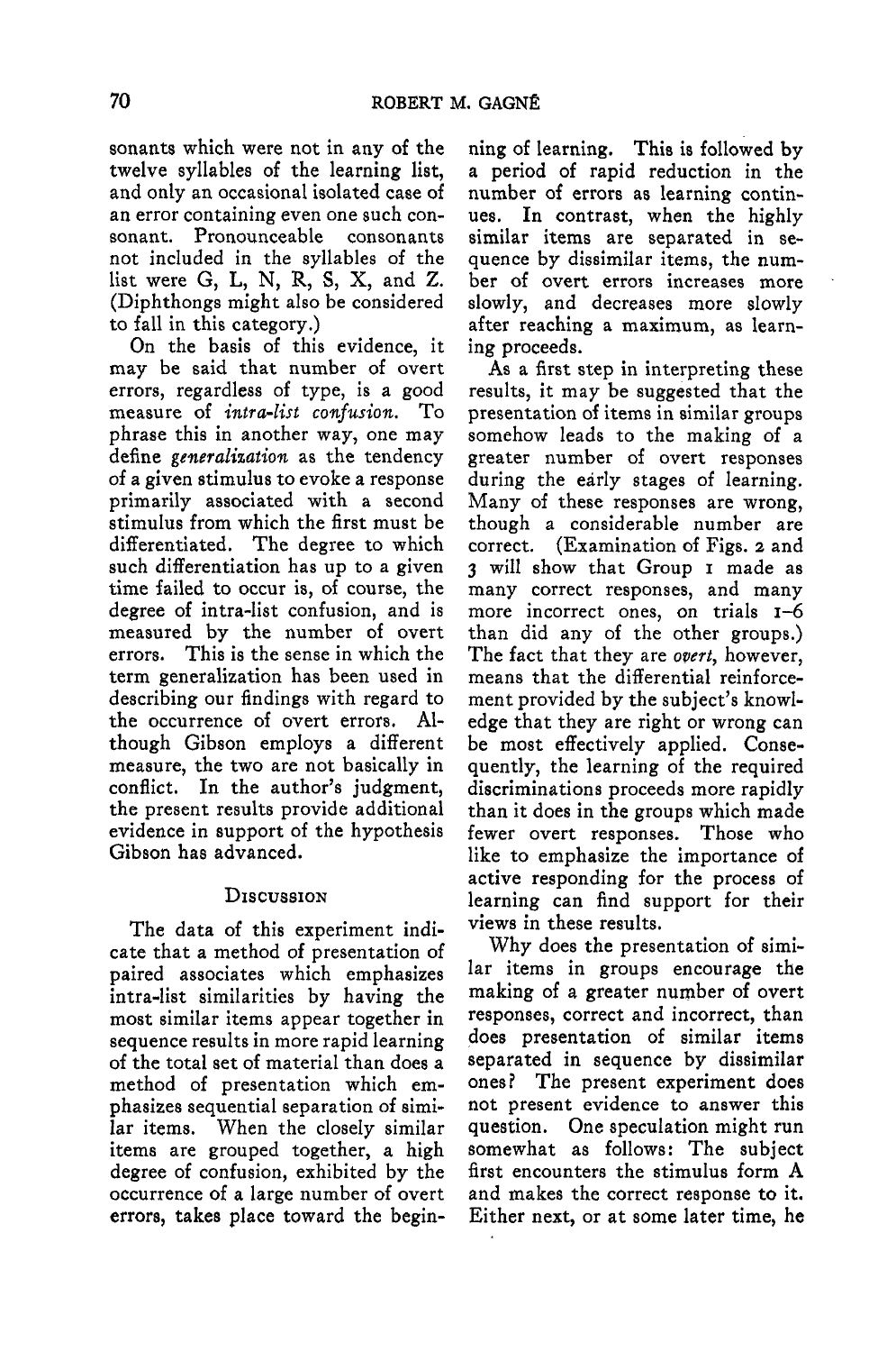sonants which were not in any of the twelve syllables of the learning list, and only an occasional isolated case of an error containing even one such consonant. Pronounceable consonants not included in the syllables of the list were G, L, N, R, S, X, and Z. (Diphthongs might also be considered to fall in this category.)

On the basis of this evidence, it may be said that number of overt errors, regardless of type, is a good measure of *intra-list confusion*. To phrase this in another way, one may define *generalization* as the tendency of a given stimulus to evoke a response primarily associated with a second stimulus from which the first must be differentiated. The degree to which such differentiation has up to a given time failed to occur is, of course, the degree of intra-list confusion, and is measured by the number of overt errors. This is the sense in which the term generalization has been used in describing our findings with regard to the occurrence of overt errors. Although Gibson employs a different measure, the two are not basically in conflict. In the author's judgment, the present results provide additional evidence in support of the hypothesis Gibson has advanced.

## Discussion

The data of this experiment indicate that a method of presentation of paired associates which emphasizes intra-list similarities by having the most similar items appear together in sequence results in more rapid learning of the total set of material than does a method of presentation which emphasizes sequential separation of similar items. When the closely similar items are grouped together, a high degree of confusion, exhibited by the occurrence of a large number of overt errors, takes place toward the beginning of learning. This is followed by a period of rapid reduction in the number of errors as learning continues. In contrast, when the highly similar items are separated in sequence by dissimilar items, the number of overt errors increases more slowly, and decreases more slowly after reaching a maximum, as learning proceeds.

As a first step in interpreting these results, it may be suggested that the presentation of items in similar groups somehow leads to the making of a greater number of overt responses during the early stages of learning. Many of these responses are wrong, though a considerable number are correct. (Examination of Figs. 2 and 3 will show that Group 1 made as many correct responses, and many more incorrect ones, on trials 1–6 than did any of the other groups.) The fact that they are *overt*, however, means that the differential reinforcement provided by the subject's knowledge that they are right or wrong can be most effectively applied. Consequently, the learning of the required discriminations proceeds more rapidly than it does in the groups which made fewer overt responses. Those who like to emphasize the importance of active responding for the process of learning can find support for their views in these results.

Why does the presentation of similar items in groups encourage the making of a greater number of overt responses, correct and incorrect, than does presentation of similar items separated in sequence by dissimilar ones? The present experiment does not present evidence to answer this question. One speculation might run somewhat as follows: The subject first encounters the stimulus form A and makes the correct response to it. Either next, or at some later time, he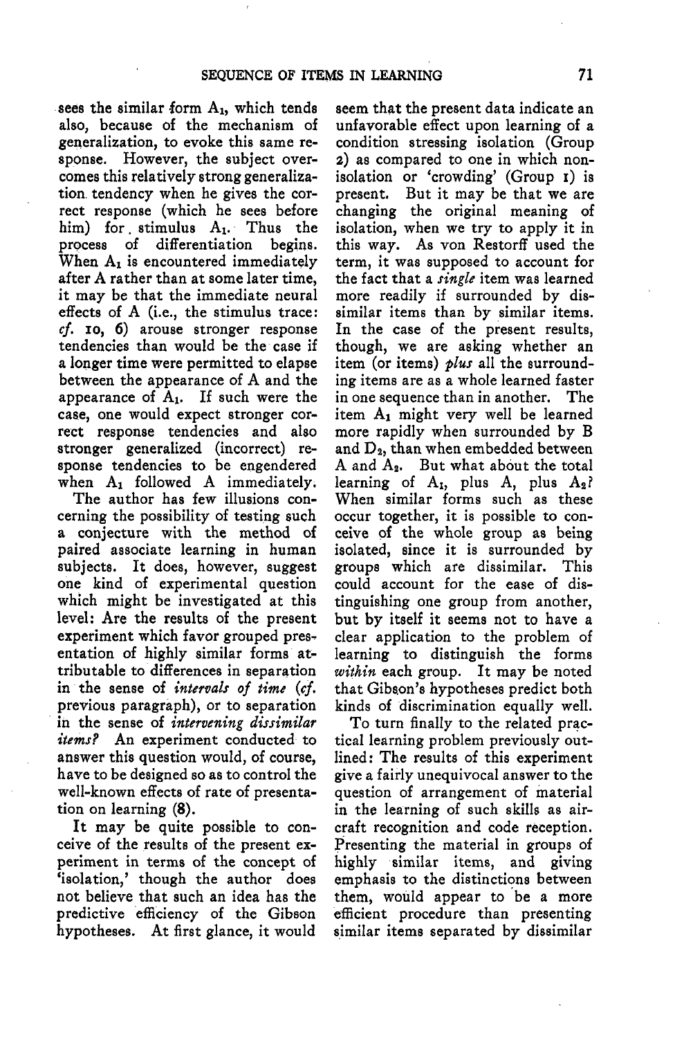sees the similar form $A_1$, which tends also, because of the mechanism of generalization, to evoke this same response. However, the subject overcomes this relatively strong generalization tendency when he gives the correct response (which he sees before him) for stimulus $A_1$. Thus the process of differentiation begins. When $A_1$ is encountered immediately after A rather than at some later time, it may be that the immediate neural effects of A (i.e., the stimulus trace: *cf.* 10, 6) arouse stronger response tendencies than would be the case if a longer time were permitted to elapse between the appearance of A and the appearance of $A_1$. If such were the case, one would expect stronger correct response tendencies and also stronger generalized (incorrect) response tendencies to be engendered when $A_1$ followed A immediately.

The author has few illusions concerning the possibility of testing such a conjecture with the method of paired associate learning in human subjects. It does, however, suggest one kind of experimental question which might be investigated at this level: Are the results of the present experiment which favor grouped presentation of highly similar forms attributable to differences in separation in the sense of *intervals of time* (*cf.* previous paragraph), or to separation in the sense of *intervening dissimilar items?* An experiment conducted to answer this question would, of course, have to be designed so as to control the well-known effects of rate of presentation on learning (8).

It may be quite possible to conceive of the results of the present experiment in terms of the concept of 'isolation,' though the author does not believe that such an idea has the predictive efficiency of the Gibson hypotheses. At first glance, it would seem that the present data indicate an unfavorable effect upon learning of a condition stressing isolation (Group 2) as compared to one in which non-isolation or 'crowding' (Group 1) is present. But it may be that we are changing the original meaning of isolation, when we try to apply it in this way. As von Restorff used the term, it was supposed to account for the fact that a *single* item was learned more readily if surrounded by dissimilar items than by similar items. In the case of the present results, though, we are asking whether an item (or items) *plus* all the surrounding items are as a whole learned faster in one sequence than in another. The item $A_1$ might very well be learned more rapidly when surrounded by B and $D_2$, than when embedded between A and $A_2$. But what about the total learning of $A_1$, plus A, plus $A_2$? When similar forms such as these occur together, it is possible to conceive of the whole group as being isolated, since it is surrounded by groups which are dissimilar. This could account for the ease of distinguishing one group from another, but by itself it seems not to have a clear application to the problem of learning to distinguish the forms *within* each group. It may be noted that Gibson's hypotheses predict both kinds of discrimination equally well.

To turn finally to the related practical learning problem previously outlined: The results of this experiment give a fairly unequivocal answer to the question of arrangement of material in the learning of such skills as aircraft recognition and code reception. Presenting the material in groups of highly similar items, and giving emphasis to the distinctions between them, would appear to be a more efficient procedure than presenting similar items separated by dissimilar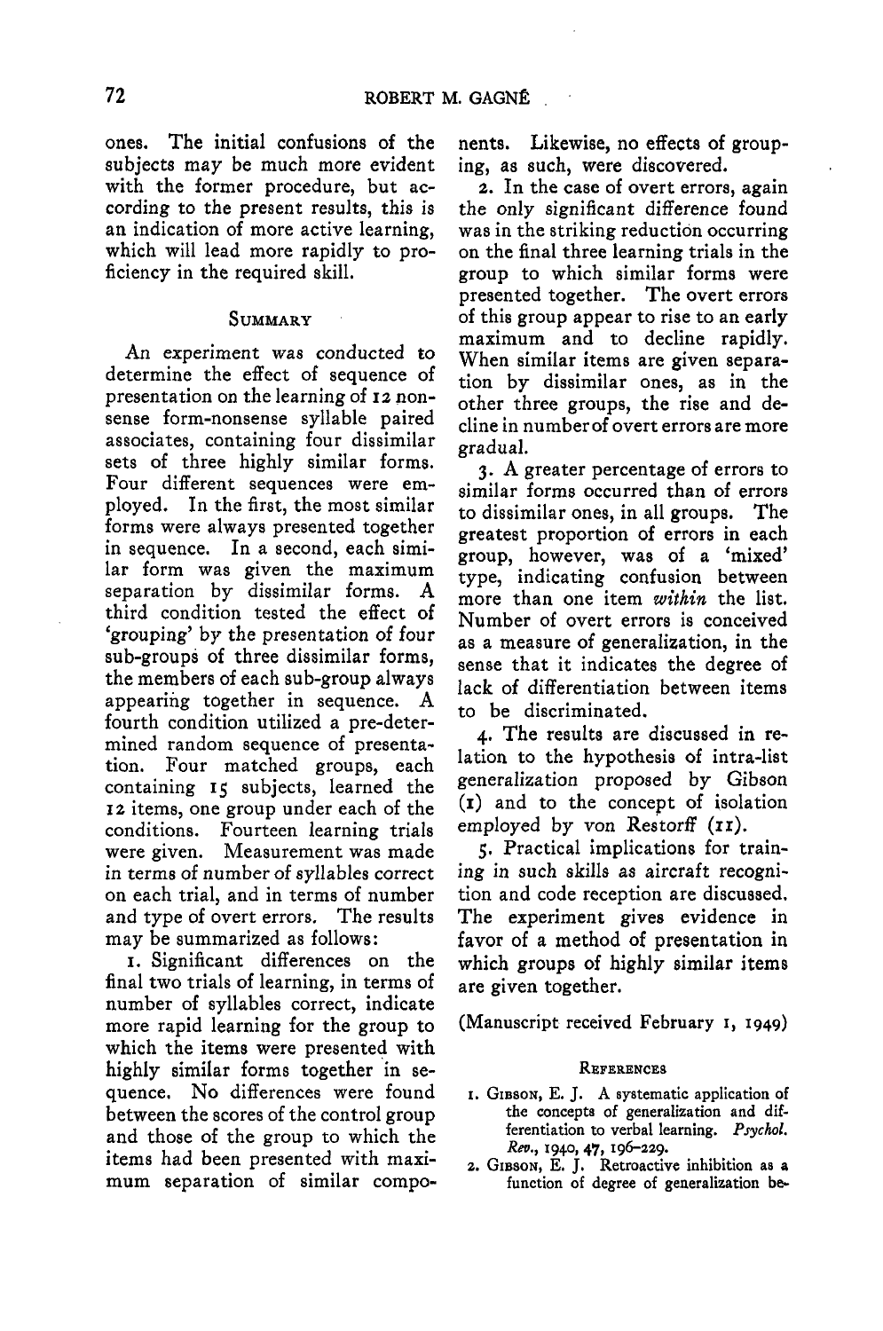ones. The initial confusions of the subjects may be much more evident with the former procedure, but according to the present results, this is an indication of more active learning, which will lead more rapidly to proficiency in the required skill.

## Summary

An experiment was conducted to determine the effect of sequence of presentation on the learning of 12 nonsense form-nonsense syllable paired associates, containing four dissimilar sets of three highly similar forms. Four different sequences were employed. In the first, the most similar forms were always presented together in sequence. In a second, each similar form was given the maximum separation by dissimilar forms. A third condition tested the effect of 'grouping' by the presentation of four sub-groups of three dissimilar forms, the members of each sub-group always appearing together in sequence. A fourth condition utilized a pre-determined random sequence of presentation. Four matched groups, each containing 15 subjects, learned the 12 items, one group under each of the conditions. Fourteen learning trials were given. Measurement was made in terms of number of syllables correct on each trial, and in terms of number and type of overt errors. The results may be summarized as follows:

1. Significant differences on the final two trials of learning, in terms of number of syllables correct, indicate more rapid learning for the group to which the items were presented with highly similar forms together in sequence. No differences were found between the scores of the control group and those of the group to which the items had been presented with maximum separation of similar components. Likewise, no effects of grouping, as such, were discovered.

2. In the case of overt errors, again the only significant difference found was in the striking reduction occurring on the final three learning trials in the group to which similar forms were presented together. The overt errors of this group appear to rise to an early maximum and to decline rapidly. When similar items are given separation by dissimilar ones, as in the other three groups, the rise and decline in number of overt errors are more gradual.

3. A greater percentage of errors to similar forms occurred than of errors to dissimilar ones, in all groups. The greatest proportion of errors in each group, however, was of a 'mixed' type, indicating confusion between more than one item *within* the list. Number of overt errors is conceived as a measure of generalization, in the sense that it indicates the degree of lack of differentiation between items to be discriminated.

4. The results are discussed in relation to the hypothesis of intra-list generalization proposed by Gibson (1) and to the concept of isolation employed by von Restorff (11).

5. Practical implications for training in such skills as aircraft recognition and code reception are discussed. The experiment gives evidence in favor of a method of presentation in which groups of highly similar items are given together.

(Manuscript received February 1, 1949)

## References

1. Gibson, E. J. A systematic application of the concepts of generalization and differentiation to verbal learning. *Psychol. Rev.*, 1940, **47**, 196–229.
2. Gibson, E. J. Retroactive inhibition as a function of degree of generalization be-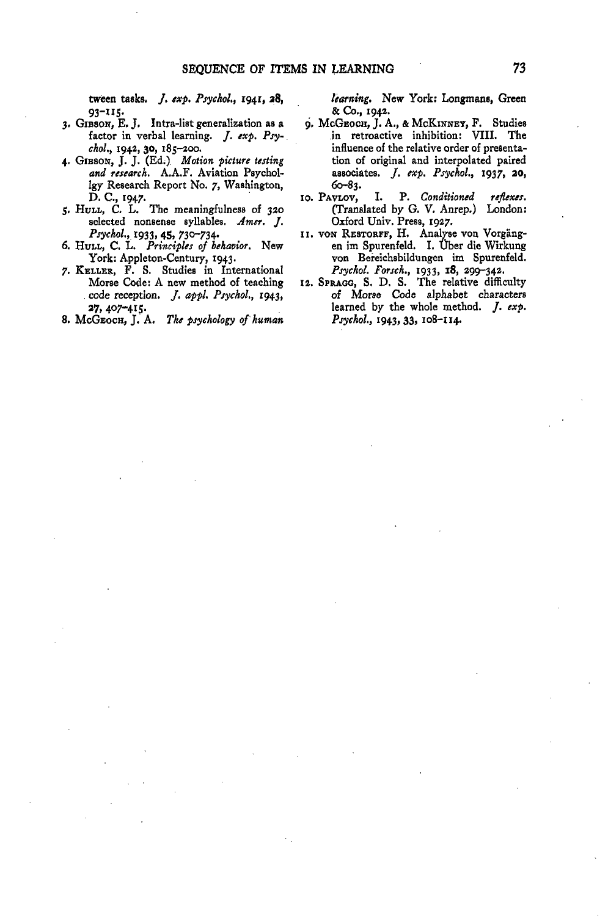tween tasks. *J. exp. Psychol.*, 1941, 28, 93–115.

3. Gibson, E. J. Intra-list generalization as a factor in verbal learning. *J. exp. Psychol.*, 1942, 30, 185–200.
4. Gibson, J. J. (Ed.) *Motion picture testing and research.* A.A.F. Aviation Psychollgy Research Report No. 7, Washington, D. C., 1947.
5. Hull, C. L. The meaningfulness of 320 selected nonsense syllables. *Amer. J. Psychol.*, 1933, 45, 730–734.
6. Hull, C. L. *Principles of behavior.* New York: Appleton-Century, 1943.
7. Keller, F. S. Studies in International Morse Code: A new method of teaching code reception. *J. appl. Psychol.*, 1943, 27, 407–415.
8. McGeoch, J. A. *The psychology of human learning.* New York: Longmans, Green & Co., 1942.
9. McGeoch, J. A., & McKinney, F. Studies in retroactive inhibition: VIII. The influence of the relative order of presentation of original and interpolated paired associates. *J. exp. Psychol.*, 1937, 20, 60–83.
10. Pavlov, I. P. *Conditioned reflexes.* (Translated by G. V. Anrep.) London: Oxford Univ. Press, 1927.
11. von Restorff, H. Analyse von Vorgängen im Spurenfeld. I. Über die Wirkung von Bereichsbildungen im Spurenfeld. *Psychol. Forsch.*, 1933, 18, 299–342.
12. Spragg, S. D. S. The relative difficulty of Morse Code alphabet characters learned by the whole method. *J. exp. Psychol.*, 1943, 33, 108–114.